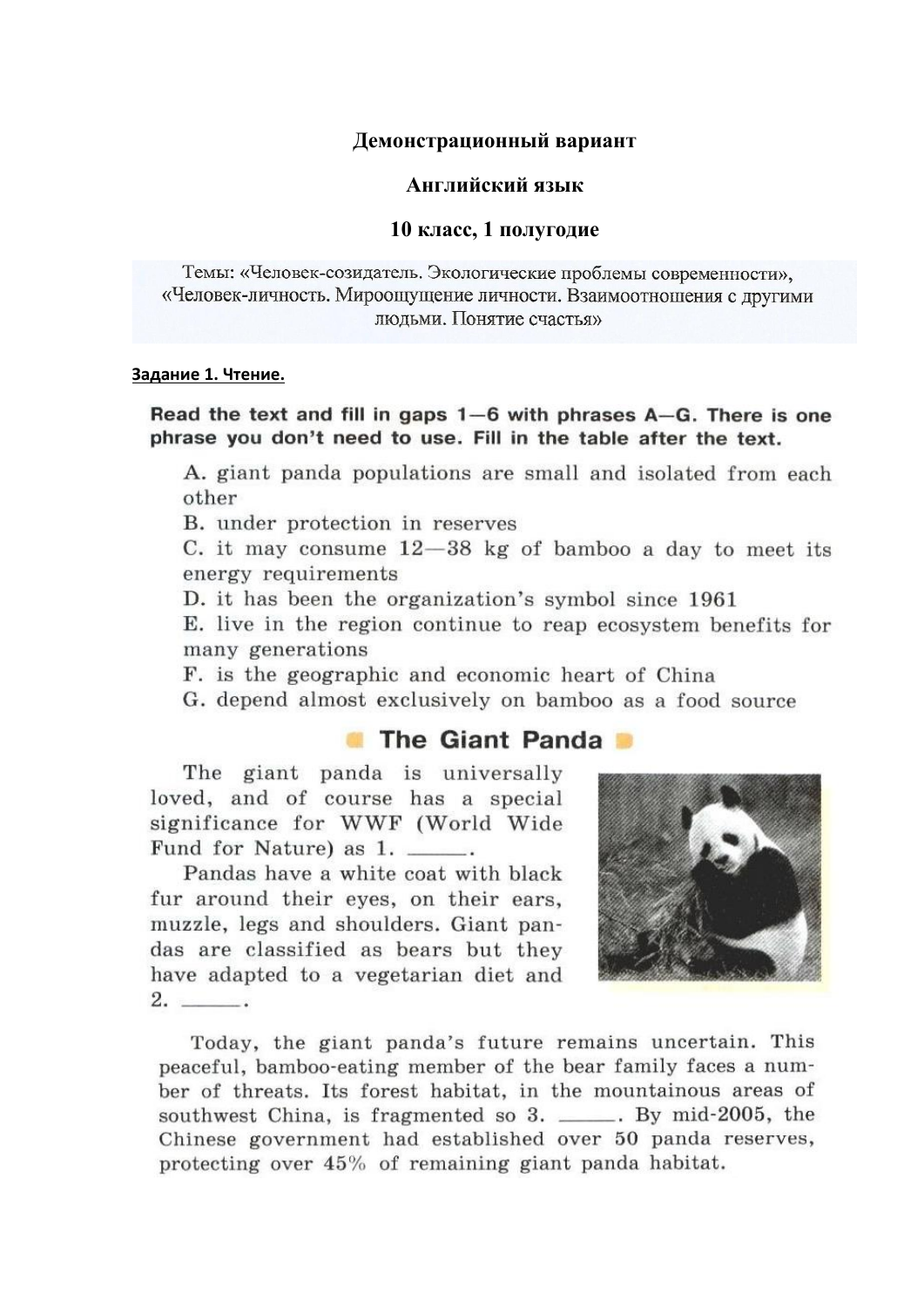**Демонстрационный вариант**

**Английский язык**

**10 класс, 1 полугодие**

Темы: «Человек-созидатель. Экологические проблемы современности», «Человек-личность. Мироощущение личности. Взаимоотношения с другими людьми. Понятие счастья»

**Задание 1. Чтение.**

**Read the text and fill in gaps 1—6 with phrases A—G. There is one phrase you don't need to use. Fill in the table after the text.**

A. giant panda populations are small and isolated from each other

B. under protection in reserves

C. it may consume 12—38 kg of bamboo a day to meet its energy requirements

D. it has been the organization's symbol since 1961

E. live in the region continue to reap ecosystem benefits for many generations

F. is the geographic and economic heart of China

G. depend almost exclusively on bamboo as a food source

## The Giant Panda

The giant panda is universally loved, and of course has a special significance for WWF (World Wide Fund for Nature) as 1. \_\_\_\_\_.

Pandas have a white coat with black fur around their eyes, on their ears, muzzle, legs and shoulders. Giant pandas are classified as bears but they have adapted to a vegetarian diet and 2. \_\_\_\_\_.

Today, the giant panda's future remains uncertain. This peaceful, bamboo-eating member of the bear family faces a number of threats. Its forest habitat, in the mountainous areas of southwest China, is fragmented so 3. \_\_\_\_\_. By mid-2005, the Chinese government had established over 50 panda reserves, protecting over 45% of remaining giant panda habitat.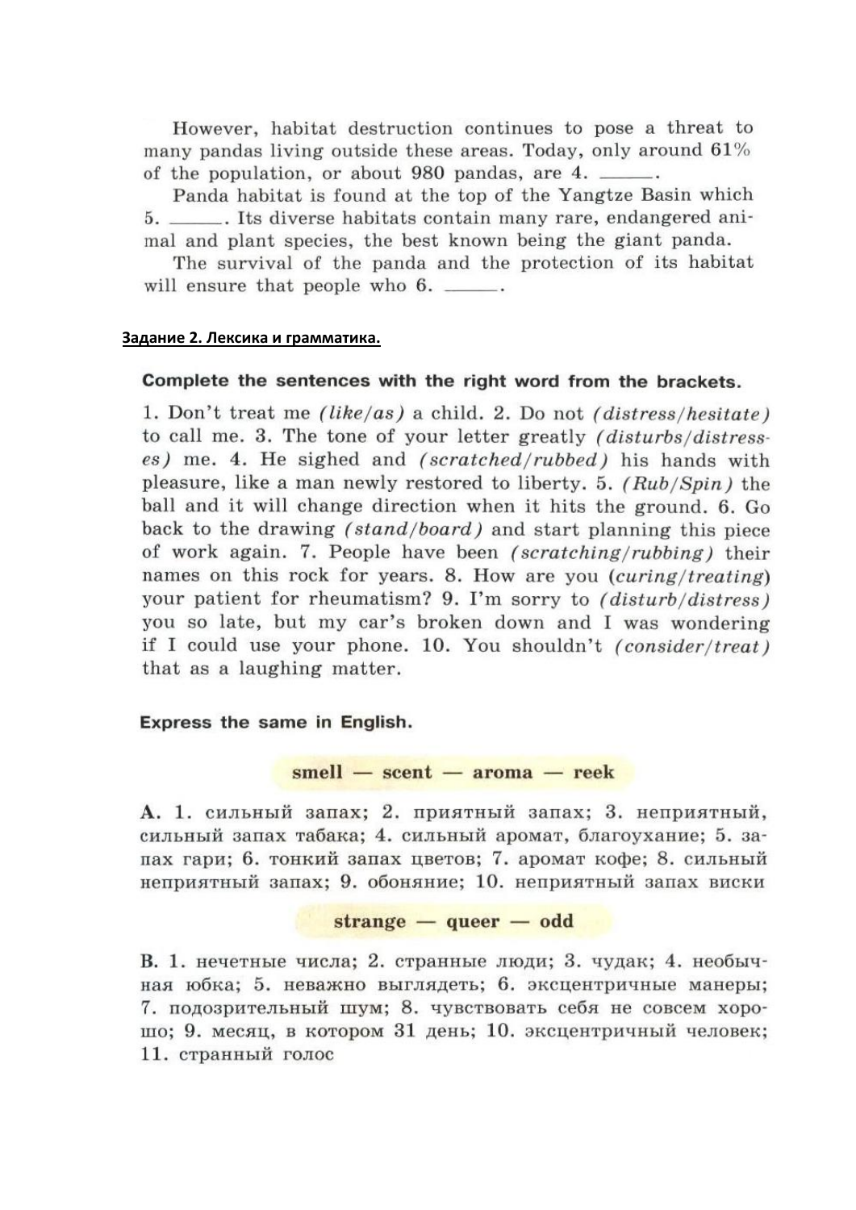However, habitat destruction continues to pose a threat to many pandas living outside these areas. Today, only around 61% of the population, or about 980 pandas, are 4. ______.

Panda habitat is found at the top of the Yangtze Basin which 5. ______. Its diverse habitats contain many rare, endangered animal and plant species, the best known being the giant panda.

The survival of the panda and the protection of its habitat will ensure that people who 6. ______.

**Задание 2. Лексика и грамматика.**

**Complete the sentences with the right word from the brackets.**

1. Don't treat me *(like/as)* a child. 2. Do not *(distress/hesitate)* to call me. 3. The tone of your letter greatly *(disturbs/distresses)* me. 4. He sighed and *(scratched/rubbed)* his hands with pleasure, like a man newly restored to liberty. 5. *(Rub/Spin)* the ball and it will change direction when it hits the ground. 6. Go back to the drawing *(stand/board)* and start planning this piece of work again. 7. People have been *(scratching/rubbing)* their names on this rock for years. 8. How are you (*curing/treating*) your patient for rheumatism? 9. I'm sorry to *(disturb/distress)* you so late, but my car's broken down and I was wondering if I could use your phone. 10. You shouldn't *(consider/treat)* that as a laughing matter.

**Express the same in English.**

**smell — scent — aroma — reek**

**A.** 1. сильный запах; 2. приятный запах; 3. неприятный, сильный запах табака; 4. сильный аромат, благоухание; 5. запах гари; 6. тонкий запах цветов; 7. аромат кофе; 8. сильный неприятный запах; 9. обоняние; 10. неприятный запах виски

**strange — queer — odd**

**B.** 1. нечетные числа; 2. странные люди; 3. чудак; 4. необычная юбка; 5. неважно выглядеть; 6. эксцентричные манеры; 7. подозрительный шум; 8. чувствовать себя не совсем хорошо; 9. месяц, в котором 31 день; 10. эксцентричный человек; 11. странный голос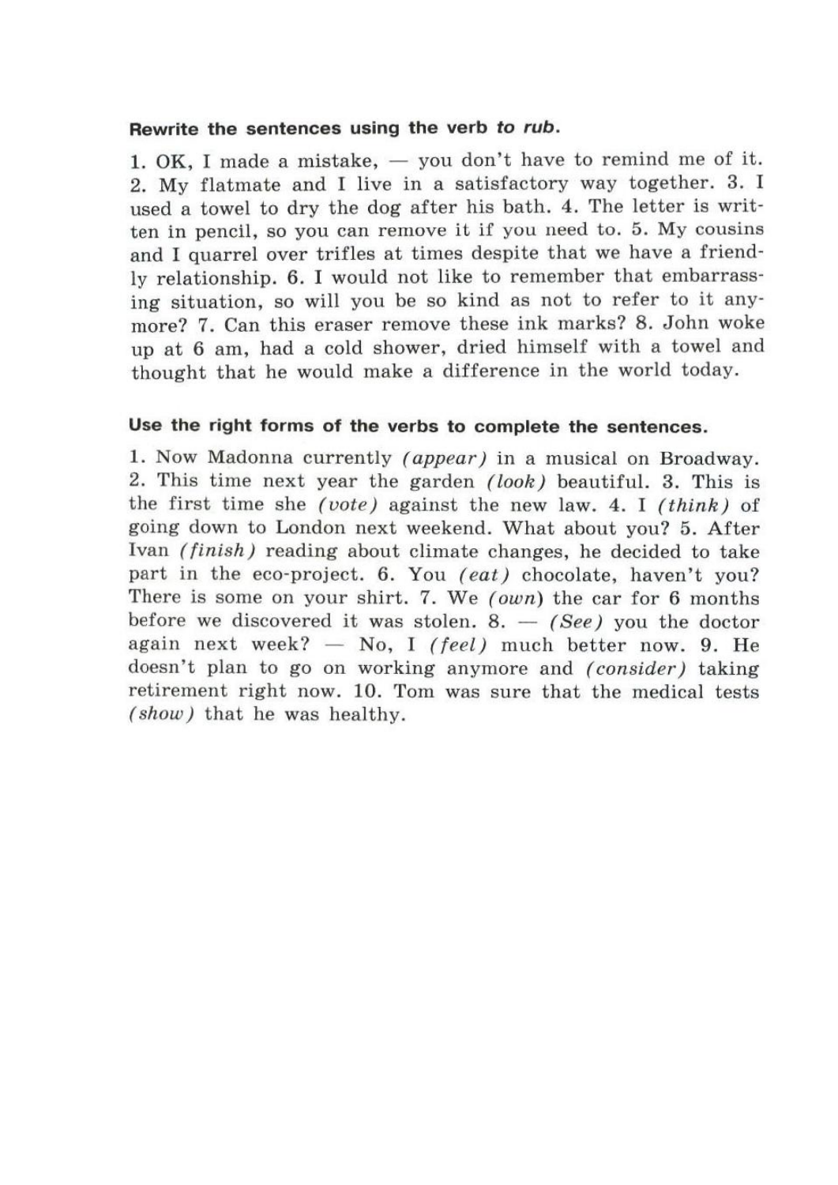**Rewrite the sentences using the verb *to rub*.**

1. OK, I made a mistake, — you don't have to remind me of it. 2. My flatmate and I live in a satisfactory way together. 3. I used a towel to dry the dog after his bath. 4. The letter is written in pencil, so you can remove it if you need to. 5. My cousins and I quarrel over trifles at times despite that we have a friendly relationship. 6. I would not like to remember that embarrassing situation, so will you be so kind as not to refer to it anymore? 7. Can this eraser remove these ink marks? 8. John woke up at 6 am, had a cold shower, dried himself with a towel and thought that he would make a difference in the world today.

**Use the right forms of the verbs to complete the sentences.**

1. Now Madonna currently *(appear)* in a musical on Broadway. 2. This time next year the garden *(look)* beautiful. 3. This is the first time she *(vote)* against the new law. 4. I *(think)* of going down to London next weekend. What about you? 5. After Ivan *(finish)* reading about climate changes, he decided to take part in the eco-project. 6. You *(eat)* chocolate, haven't you? There is some on your shirt. 7. We *(own)* the car for 6 months before we discovered it was stolen. 8. — *(See)* you the doctor again next week? — No, I *(feel)* much better now. 9. He doesn't plan to go on working anymore and *(consider)* taking retirement right now. 10. Tom was sure that the medical tests *(show)* that he was healthy.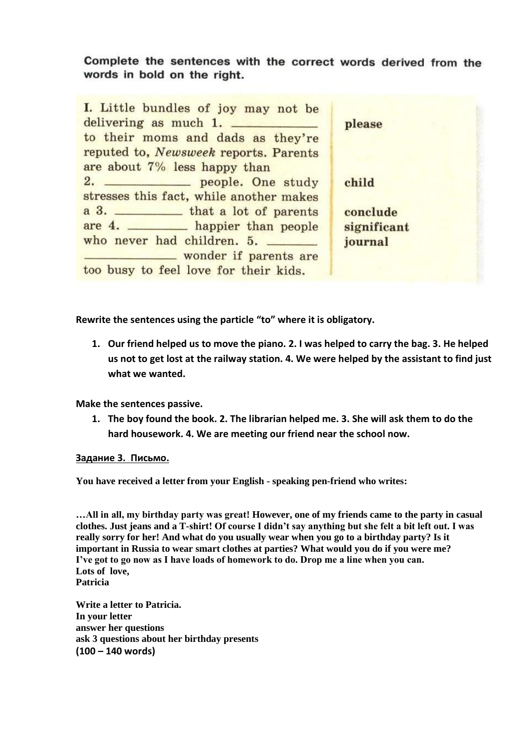**Complete the sentences with the correct words derived from the words in bold on the right.**

| | |
|---|---|
| I. Little bundles of joy may not be delivering as much 1. ____________ to their moms and dads as they're reputed to, *Newsweek* reports. Parents are about 7% less happy than | **please** |
| 2. ____________ people. One study stresses this fact, while another makes | **child** |
| a 3. __________ that a lot of parents | **conclude** |
| are 4. _________ happier than people | **significant** |
| who never had children. 5. ________ ______________ wonder if parents are too busy to feel love for their kids. | **journal** |

**Rewrite the sentences using the particle "to" where it is obligatory.**

1. **Our friend helped us to move the piano. 2. I was helped to carry the bag. 3. He helped us not to get lost at the railway station. 4. We were helped by the assistant to find just what we wanted.**

**Make the sentences passive.**

1. **The boy found the book. 2. The librarian helped me. 3. She will ask them to do the hard housework. 4. We are meeting our friend near the school now.**

**Задание 3. Письмо.**

**You have received a letter from your English - speaking pen-friend who writes:**

**…All in all, my birthday party was great! However, one of my friends came to the party in casual clothes. Just jeans and a T-shirt! Of course I didn't say anything but she felt a bit left out. I was really sorry for her! And what do you usually wear when you go to a birthday party? Is it important in Russia to wear smart clothes at parties? What would you do if you were me?**
**I've got to go now as I have loads of homework to do. Drop me a line when you can.**
**Lots of love,**
**Patricia**

**Write a letter to Patricia.**
**In your letter**
**answer her questions**
**ask 3 questions about her birthday presents**
**(100 – 140 words)**